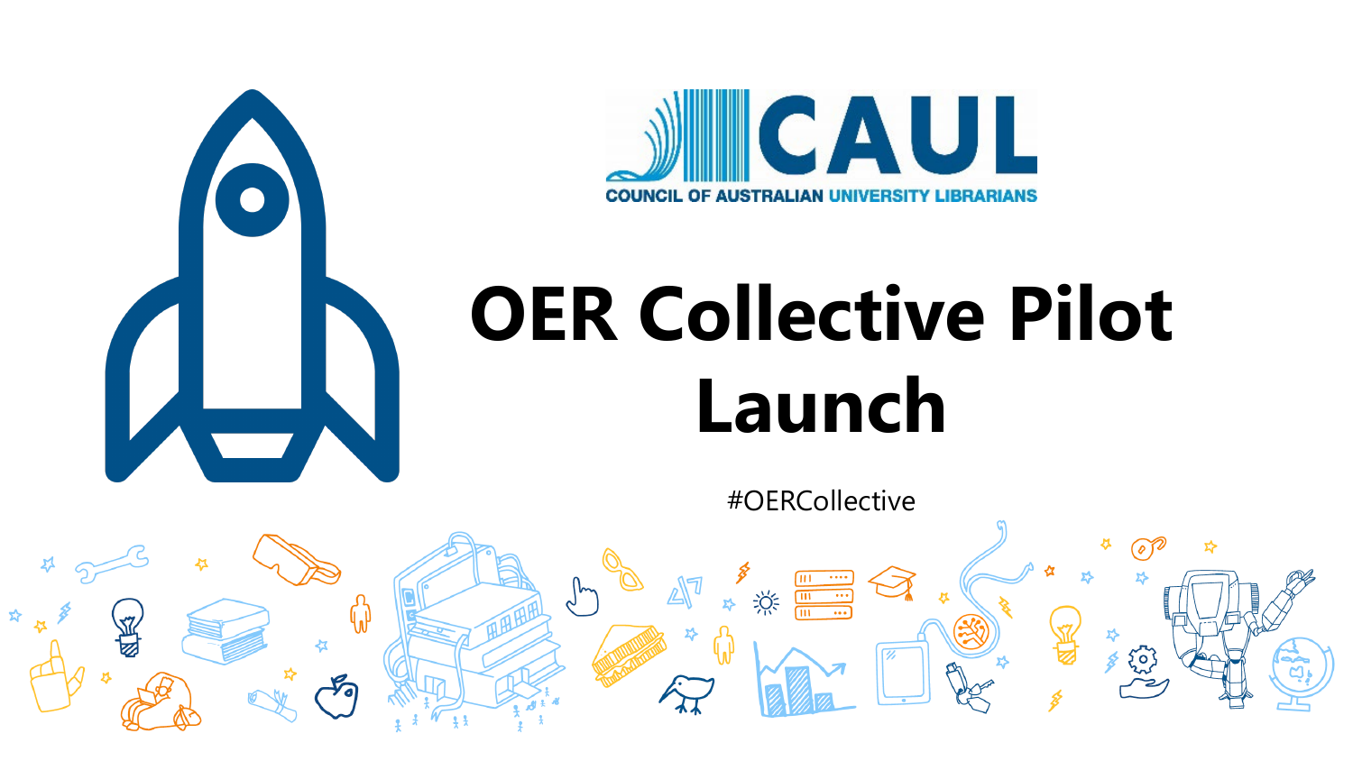CAUL

COUNCIL OF AUSTRALIAN UNIVERSITY LIBRARIANS

# OER Collective Pilot Launch

#OERCollective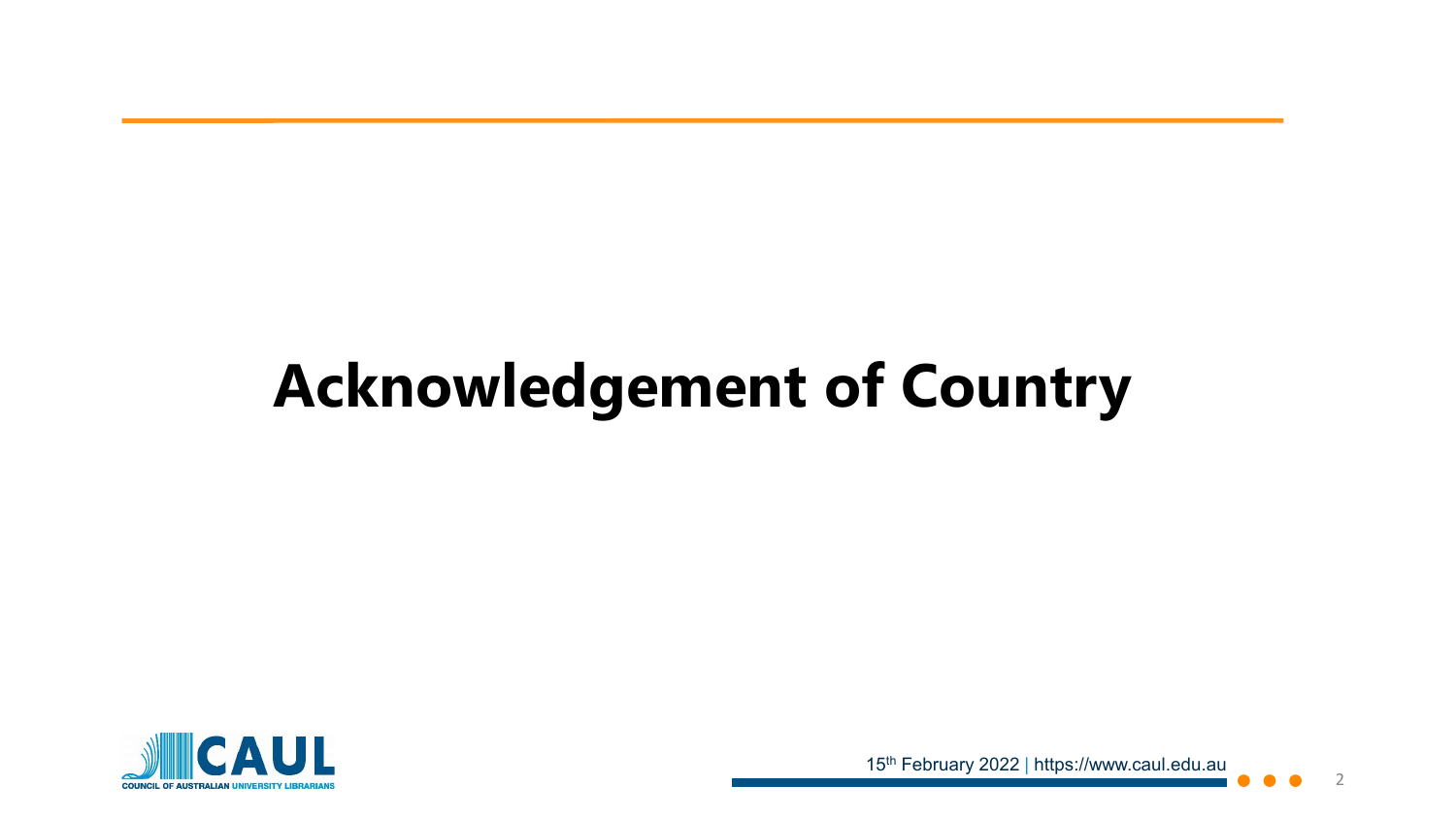# Acknowledgement of Country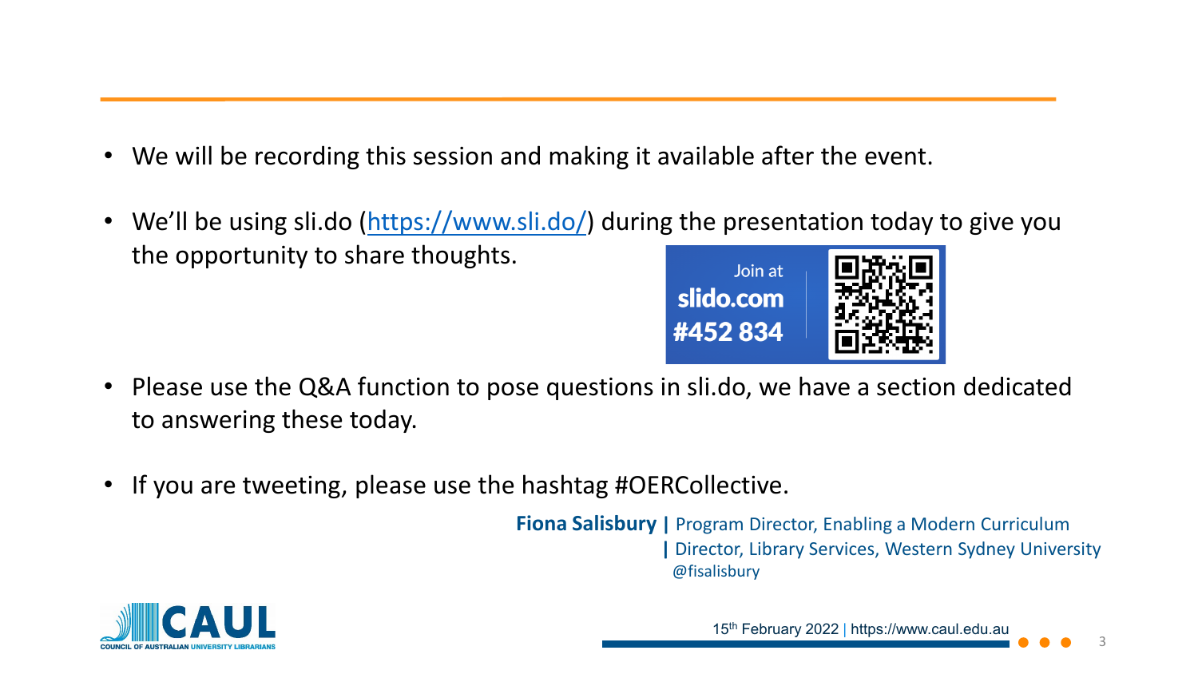- We will be recording this session and making it available after the event.
- We'll be using sli.do (https://www.sli.do/) during the presentation today to give you the opportunity to share thoughts.

Join at **slido.com** **#452 834**

- Please use the Q&A function to pose questions in sli.do, we have a section dedicated to answering these today.
- If you are tweeting, please use the hashtag #OERCollective.

**Fiona Salisbury |** Program Director, Enabling a Modern Curriculum
| Director, Library Services, Western Sydney University
@fisalisbury

15th February 2022 | https://www.caul.edu.au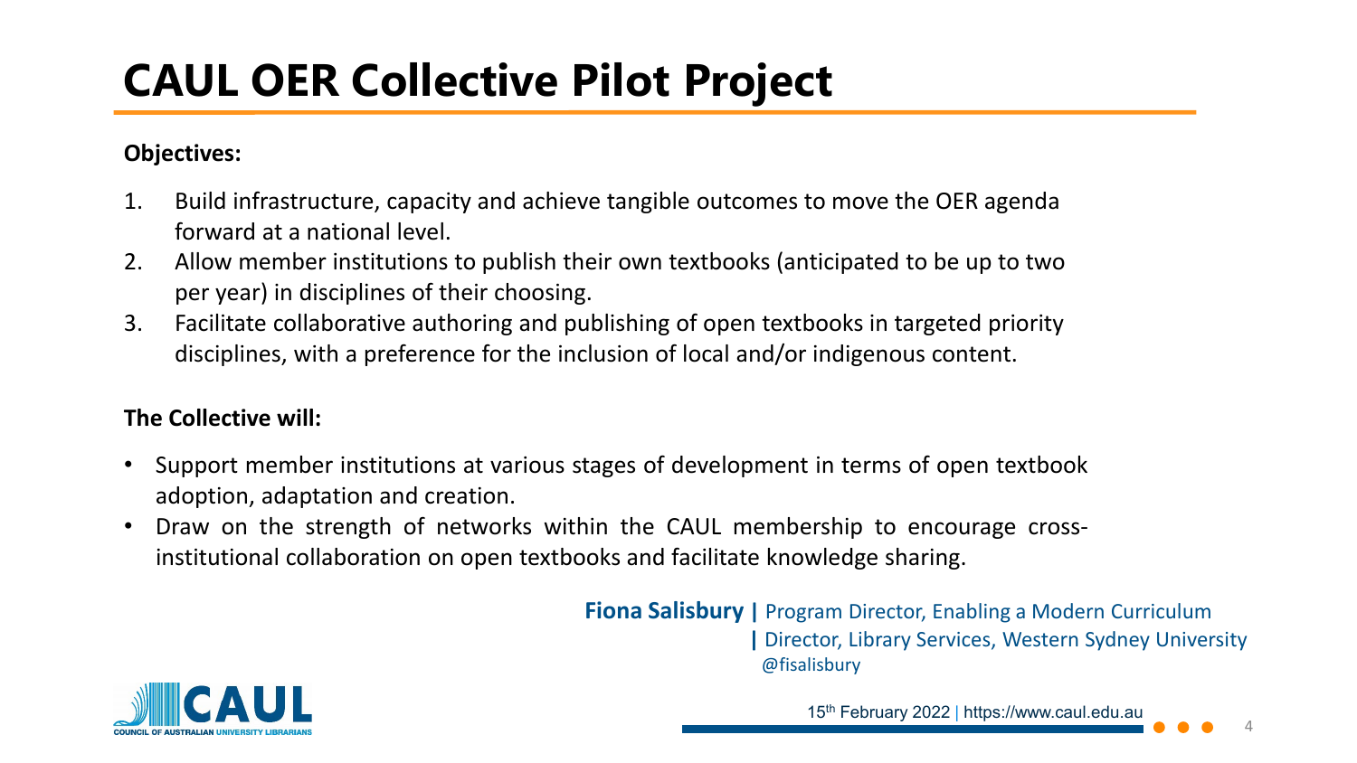# CAUL OER Collective Pilot Project

**Objectives:**

1. Build infrastructure, capacity and achieve tangible outcomes to move the OER agenda forward at a national level.
2. Allow member institutions to publish their own textbooks (anticipated to be up to two per year) in disciplines of their choosing.
3. Facilitate collaborative authoring and publishing of open textbooks in targeted priority disciplines, with a preference for the inclusion of local and/or indigenous content.

**The Collective will:**

- Support member institutions at various stages of development in terms of open textbook adoption, adaptation and creation.
- Draw on the strength of networks within the CAUL membership to encourage cross-institutional collaboration on open textbooks and facilitate knowledge sharing.

**Fiona Salisbury |** Program Director, Enabling a Modern Curriculum
**|** Director, Library Services, Western Sydney University
@fisalisbury

15th February 2022 | https://www.caul.edu.au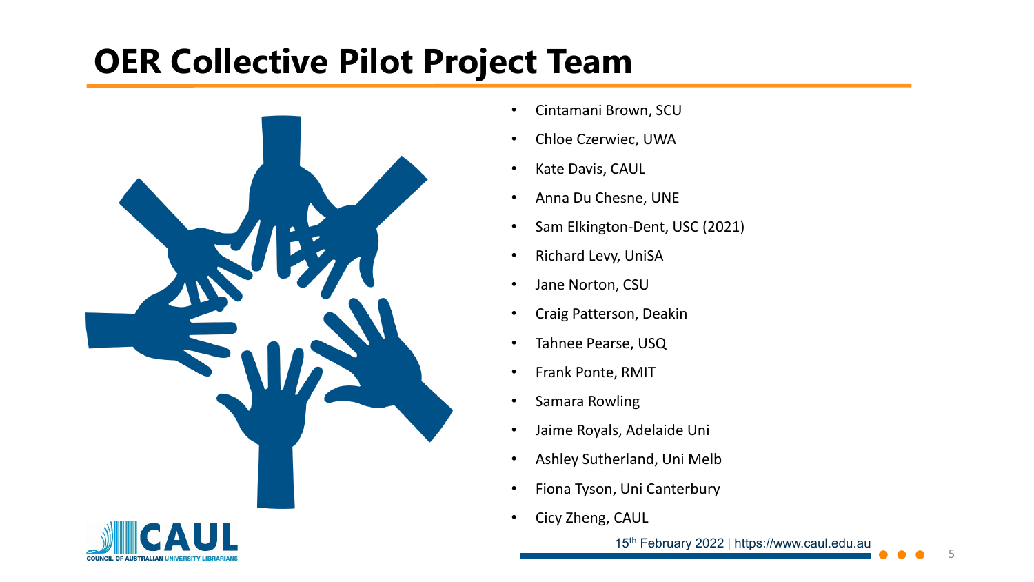# OER Collective Pilot Project Team

- Cintamani Brown, SCU
- Chloe Czerwiec, UWA
- Kate Davis, CAUL
- Anna Du Chesne, UNE
- Sam Elkington-Dent, USC (2021)
- Richard Levy, UniSA
- Jane Norton, CSU
- Craig Patterson, Deakin
- Tahnee Pearse, USQ
- Frank Ponte, RMIT
- Samara Rowling
- Jaime Royals, Adelaide Uni
- Ashley Sutherland, Uni Melb
- Fiona Tyson, Uni Canterbury
- Cicy Zheng, CAUL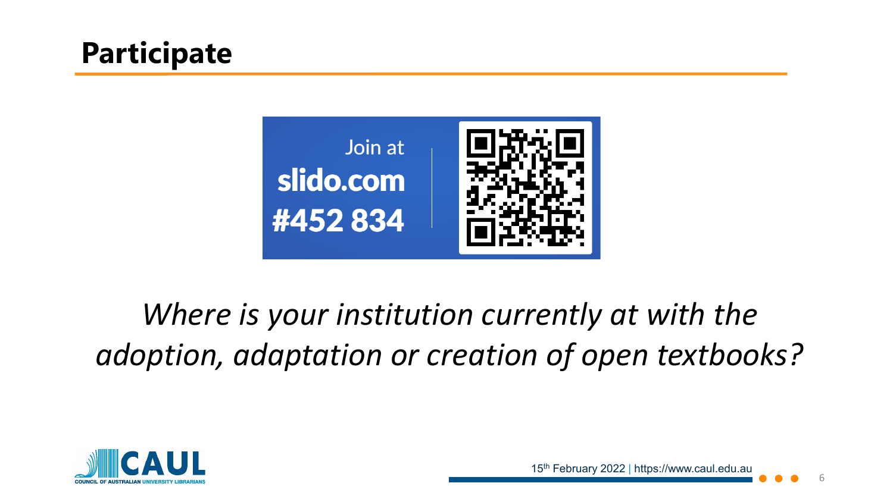# Participate

Join at
slido.com
#452 834

*Where is your institution currently at with the adoption, adaptation or creation of open textbooks?*

15th February 2022 | https://www.caul.edu.au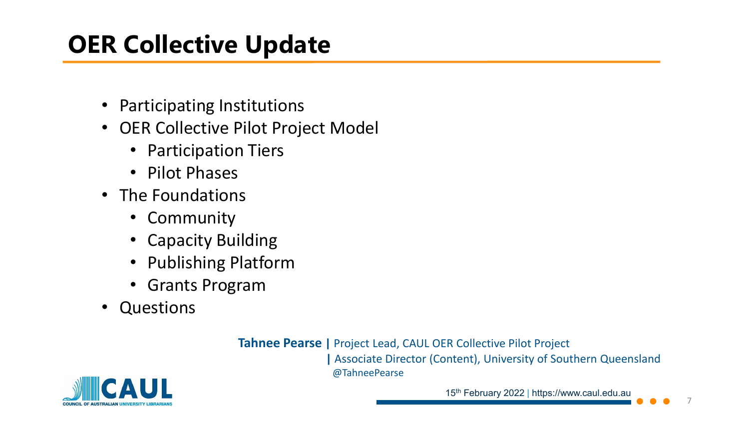# OER Collective Update

- Participating Institutions
- OER Collective Pilot Project Model
  - Participation Tiers
  - Pilot Phases
- The Foundations
  - Community
  - Capacity Building
  - Publishing Platform
  - Grants Program
- Questions

**Tahnee Pearse |** Project Lead, CAUL OER Collective Pilot Project
**|** Associate Director (Content), University of Southern Queensland
@TahneePearse

15th February 2022 | https://www.caul.edu.au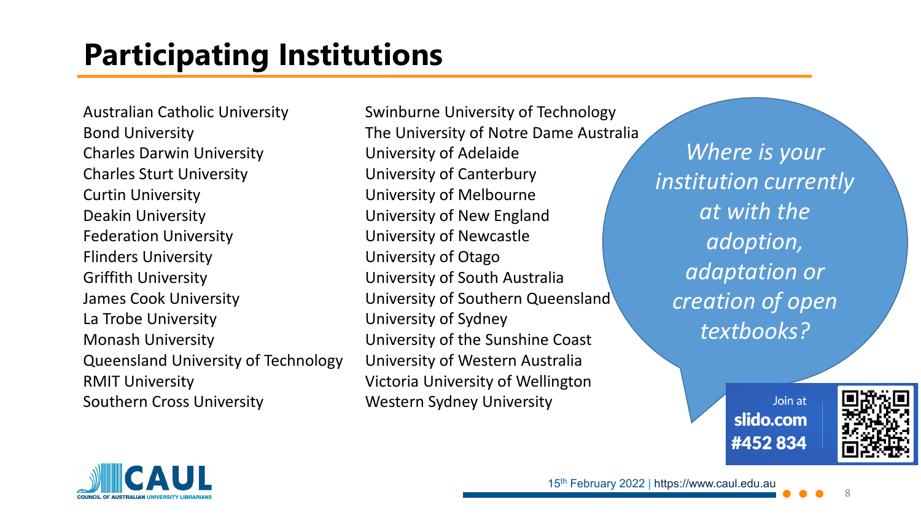# Participating Institutions

Australian Catholic University
Bond University
Charles Darwin University
Charles Sturt University
Curtin University
Deakin University
Federation University
Flinders University
Griffith University
James Cook University
La Trobe University
Monash University
Queensland University of Technology
RMIT University
Southern Cross University
Swinburne University of Technology
The University of Notre Dame Australia
University of Adelaide
University of Canterbury
University of Melbourne
University of New England
University of Newcastle
University of Otago
University of South Australia
University of Southern Queensland
University of Sydney
University of the Sunshine Coast
University of Western Australia
Victoria University of Wellington
Western Sydney University

*Where is your institution currently at with the adoption, adaptation or creation of open textbooks?*

Join at slido.com #452 834

15th February 2022 | https://www.caul.edu.au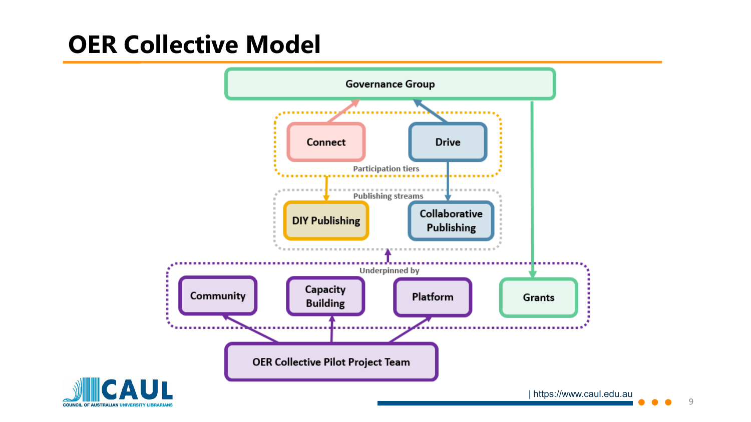# OER Collective Model

Governance Group

Participation tiers

Connect

Drive

Publishing streams

DIY Publishing

Collaborative Publishing

Underpinned by

Community

Capacity Building

Platform

Grants

OER Collective Pilot Project Team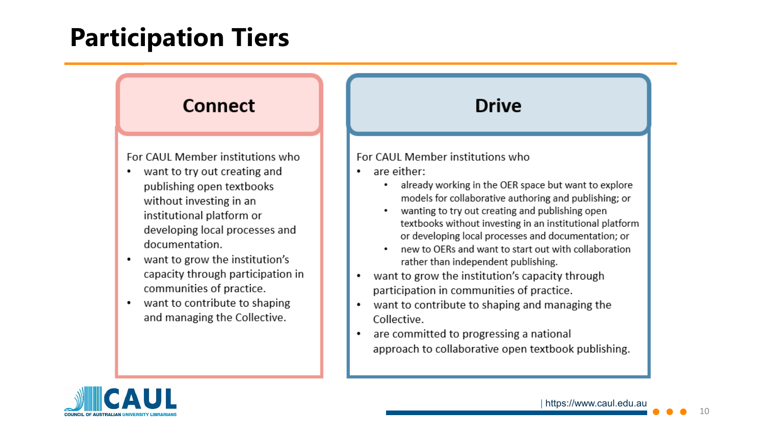# Participation Tiers

## Connect

For CAUL Member institutions who

- want to try out creating and publishing open textbooks without investing in an institutional platform or developing local processes and documentation.
- want to grow the institution's capacity through participation in communities of practice.
- want to contribute to shaping and managing the Collective.

## Drive

For CAUL Member institutions who

- are either:
  - already working in the OER space but want to explore models for collaborative authoring and publishing; or
  - wanting to try out creating and publishing open textbooks without investing in an institutional platform or developing local processes and documentation; or
  - new to OERs and want to start out with collaboration rather than independent publishing.
- want to grow the institution's capacity through participation in communities of practice.
- want to contribute to shaping and managing the Collective.
- are committed to progressing a national approach to collaborative open textbook publishing.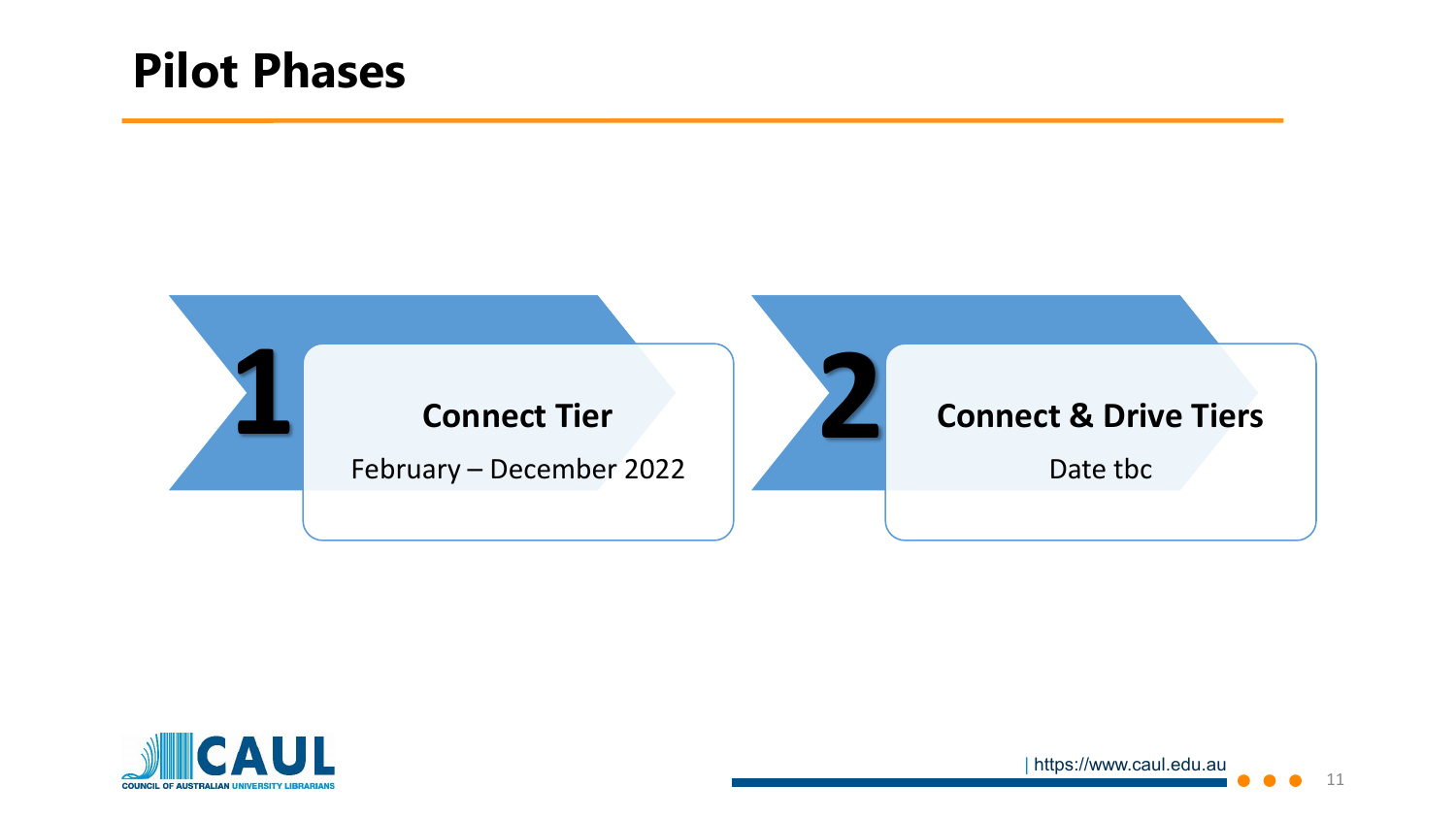# Pilot Phases

**1**

**Connect Tier**

February – December 2022

**2**

**Connect & Drive Tiers**

Date tbc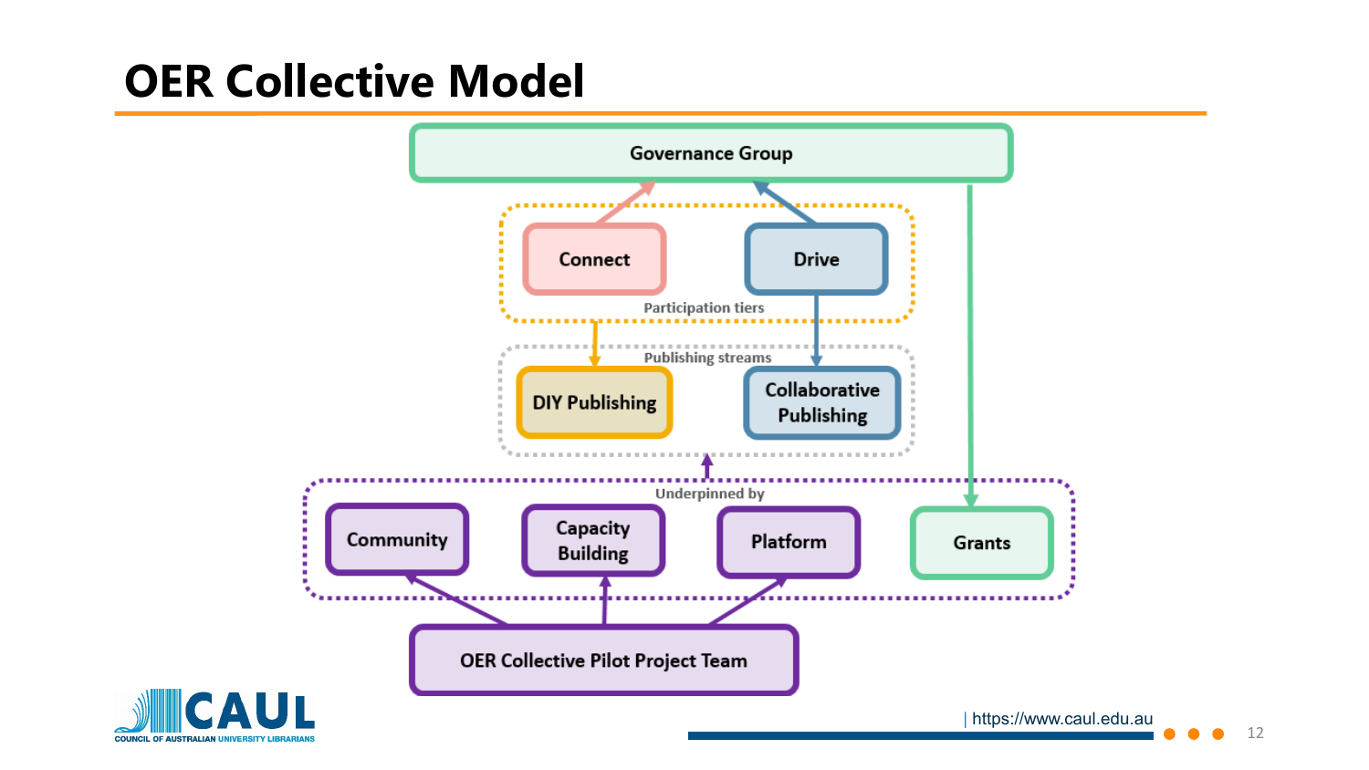# OER Collective Model

Governance Group

Participation tiers

Connect

Drive

Publishing streams

DIY Publishing

Collaborative Publishing

Underpinned by

Community

Capacity Building

Platform

Grants

OER Collective Pilot Project Team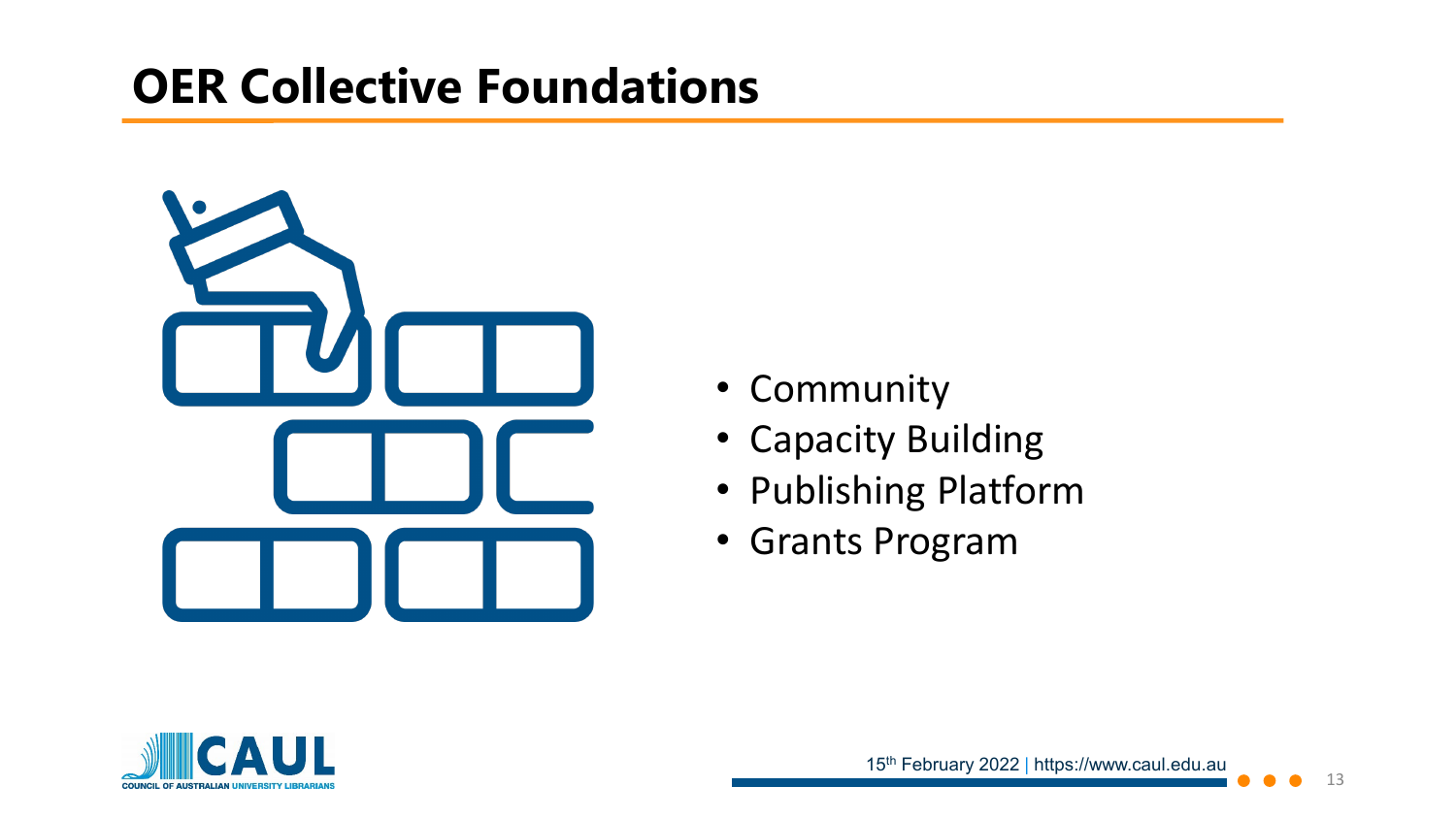# OER Collective Foundations

- Community
- Capacity Building
- Publishing Platform
- Grants Program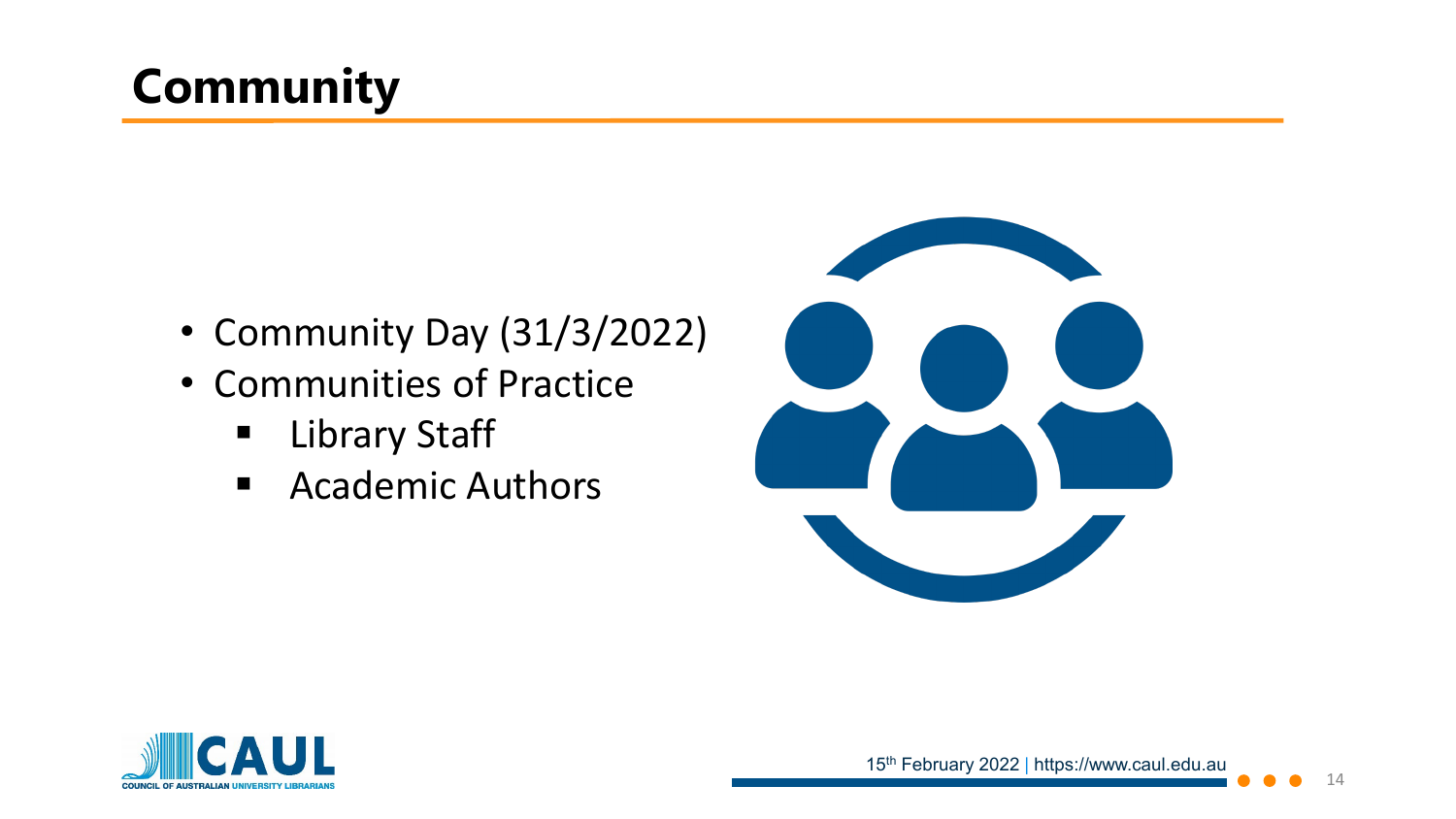# Community

- Community Day (31/3/2022)
- Communities of Practice
  - Library Staff
  - Academic Authors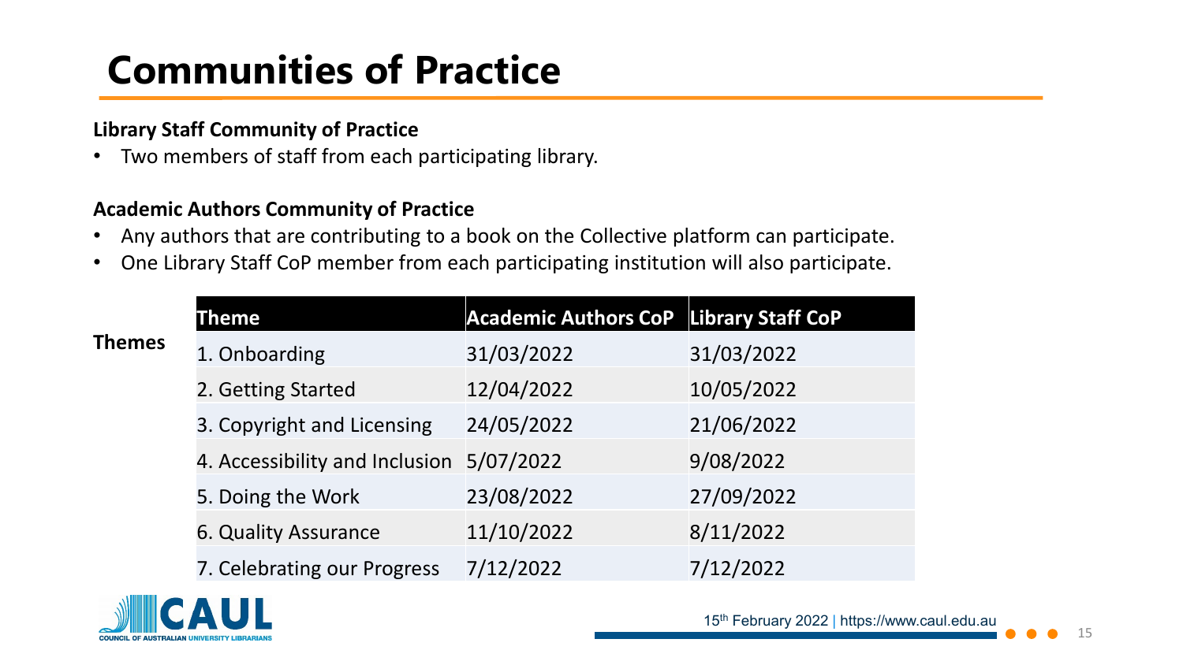# Communities of Practice

**Library Staff Community of Practice**

- Two members of staff from each participating library.

**Academic Authors Community of Practice**

- Any authors that are contributing to a book on the Collective platform can participate.
- One Library Staff CoP member from each participating institution will also participate.

**Themes**

| Theme | Academic Authors CoP | Library Staff CoP |
| --- | --- | --- |
| 1. Onboarding | 31/03/2022 | 31/03/2022 |
| 2. Getting Started | 12/04/2022 | 10/05/2022 |
| 3. Copyright and Licensing | 24/05/2022 | 21/06/2022 |
| 4. Accessibility and Inclusion | 5/07/2022 | 9/08/2022 |
| 5. Doing the Work | 23/08/2022 | 27/09/2022 |
| 6. Quality Assurance | 11/10/2022 | 8/11/2022 |
| 7. Celebrating our Progress | 7/12/2022 | 7/12/2022 |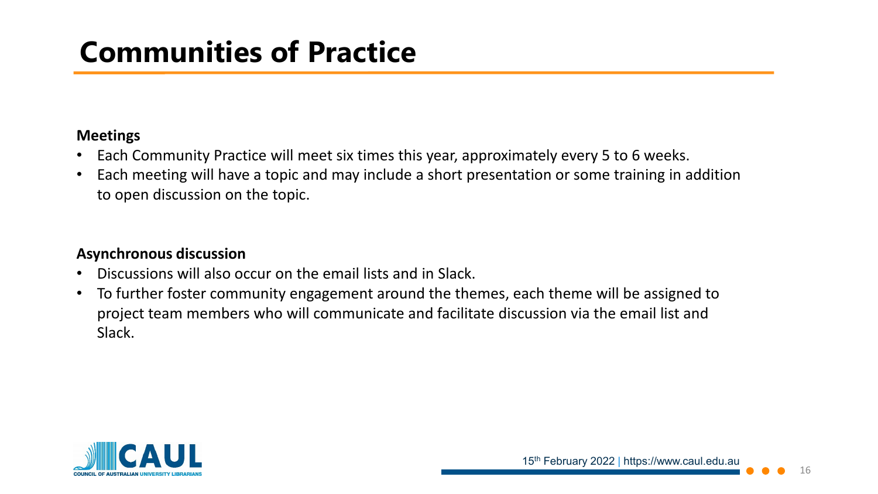# Communities of Practice

**Meetings**

- Each Community Practice will meet six times this year, approximately every 5 to 6 weeks.
- Each meeting will have a topic and may include a short presentation or some training in addition to open discussion on the topic.

**Asynchronous discussion**

- Discussions will also occur on the email lists and in Slack.
- To further foster community engagement around the themes, each theme will be assigned to project team members who will communicate and facilitate discussion via the email list and Slack.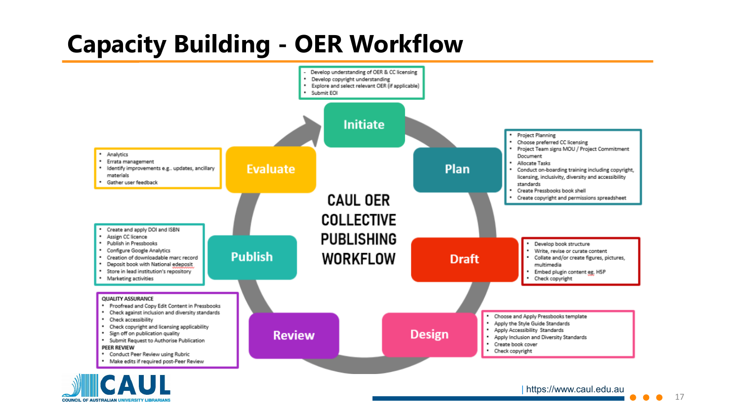# Capacity Building - OER Workflow

## CAUL OER COLLECTIVE PUBLISHING WORKFLOW

### Initiate

- Develop understanding of OER & CC licensing
- Develop copyright understanding
- Explore and select relevant OER (if applicable)
- Submit EOI

### Plan

- Project Planning
- Choose preferred CC licensing
- Project Team signs MOU / Project Commitment Document
- Allocate Tasks
- Conduct on-boarding training including copyright, licensing, inclusivity, diversity and accessibility standards
- Create Pressbooks book shell
- Create copyright and permissions spreadsheet

### Draft

- Develop book structure
- Write, revise or curate content
- Collate and/or create figures, pictures, multimedia
- Embed plugin content eg. H5P
- Check copyright

### Design

- Choose and Apply Pressbooks template
- Apply the Style Guide Standards
- Apply Accessibility Standards
- Apply Inclusion and Diversity Standards
- Create book cover
- Check copyright

### Review

QUALITY ASSURANCE
- Proofread and Copy Edit Content in Pressbooks
- Check against inclusion and diversity standards
- Check accessibility
- Check copyright and licensing applicability
- Sign off on publication quality
- Submit Request to Authorise Publication

PEER REVIEW
- Conduct Peer Review using Rubric
- Make edits if required post-Peer Review

### Publish

- Create and apply DOI and ISBN
- Assign CC licence
- Publish in Pressbooks
- Configure Google Analytics
- Creation of downloadable marc record
- Deposit book with National edeposit
- Store in lead institution's repository
- Marketing activities

### Evaluate

- Analytics
- Errata management
- Identify improvements e.g.. updates, ancillary materials
- Gather user feedback

| https://www.caul.edu.au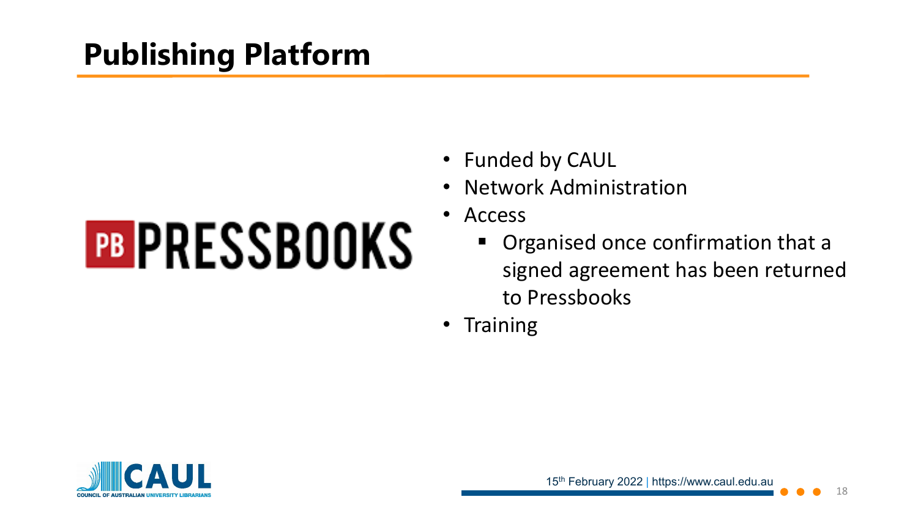# Publishing Platform

PB PRESSBOOKS

- Funded by CAUL
- Network Administration
- Access
  - Organised once confirmation that a signed agreement has been returned to Pressbooks
- Training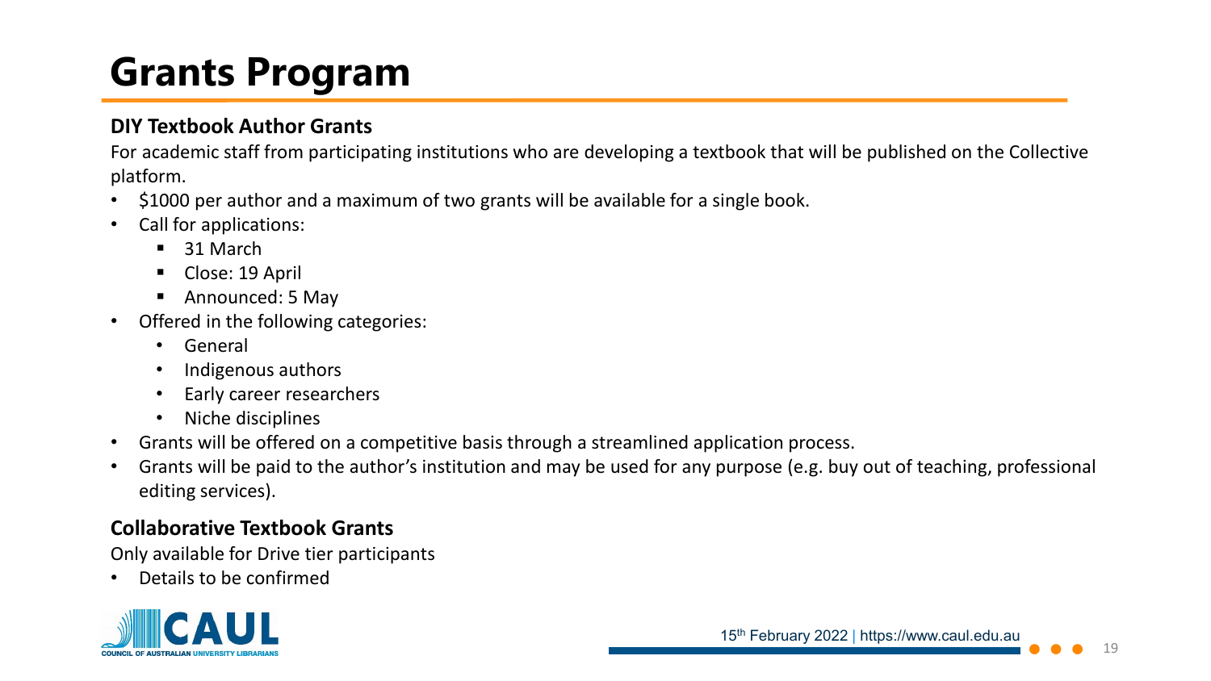# Grants Program

## DIY Textbook Author Grants

For academic staff from participating institutions who are developing a textbook that will be published on the Collective platform.

- $1000 per author and a maximum of two grants will be available for a single book.
- Call for applications:
  - 31 March
  - Close: 19 April
  - Announced: 5 May
- Offered in the following categories:
  - General
  - Indigenous authors
  - Early career researchers
  - Niche disciplines
- Grants will be offered on a competitive basis through a streamlined application process.
- Grants will be paid to the author's institution and may be used for any purpose (e.g. buy out of teaching, professional editing services).

## Collaborative Textbook Grants

Only available for Drive tier participants

- Details to be confirmed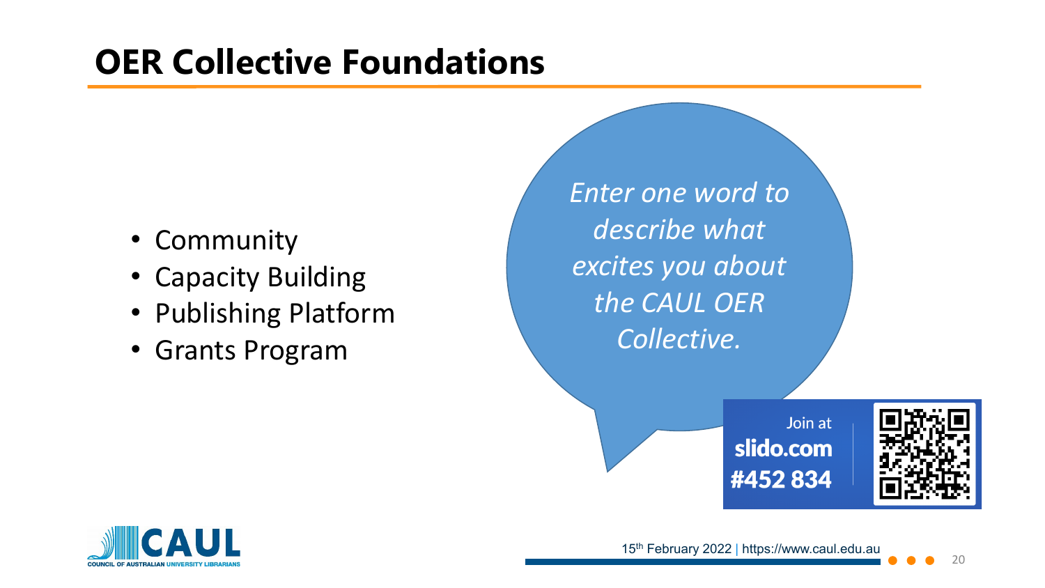# OER Collective Foundations

- Community
- Capacity Building
- Publishing Platform
- Grants Program

*Enter one word to describe what excites you about the CAUL OER Collective.*

Join at
**slido.com**
**#452 834**

15th February 2022 | https://www.caul.edu.au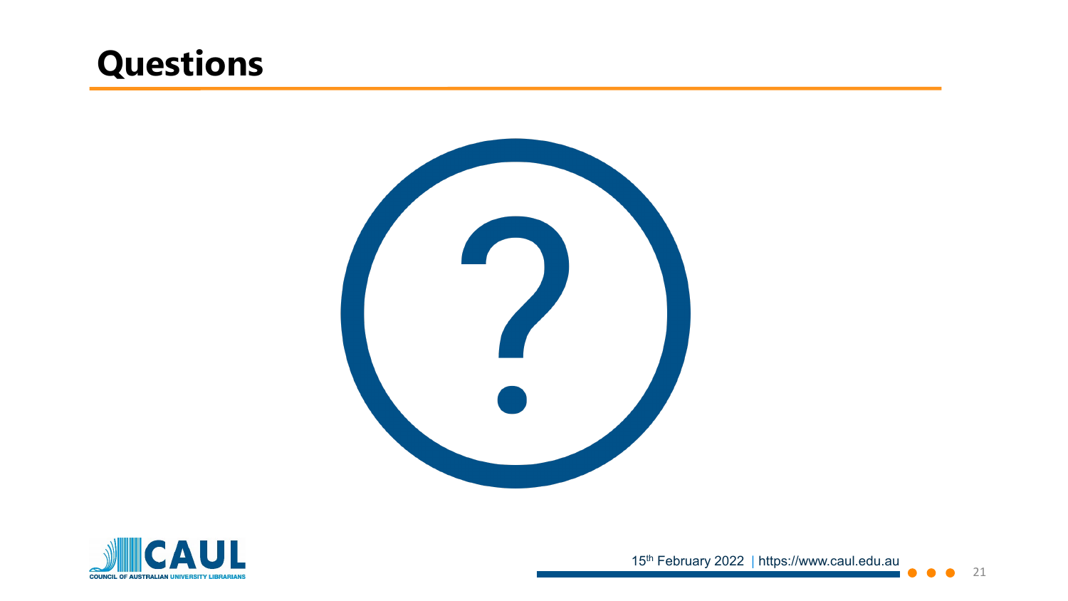# Questions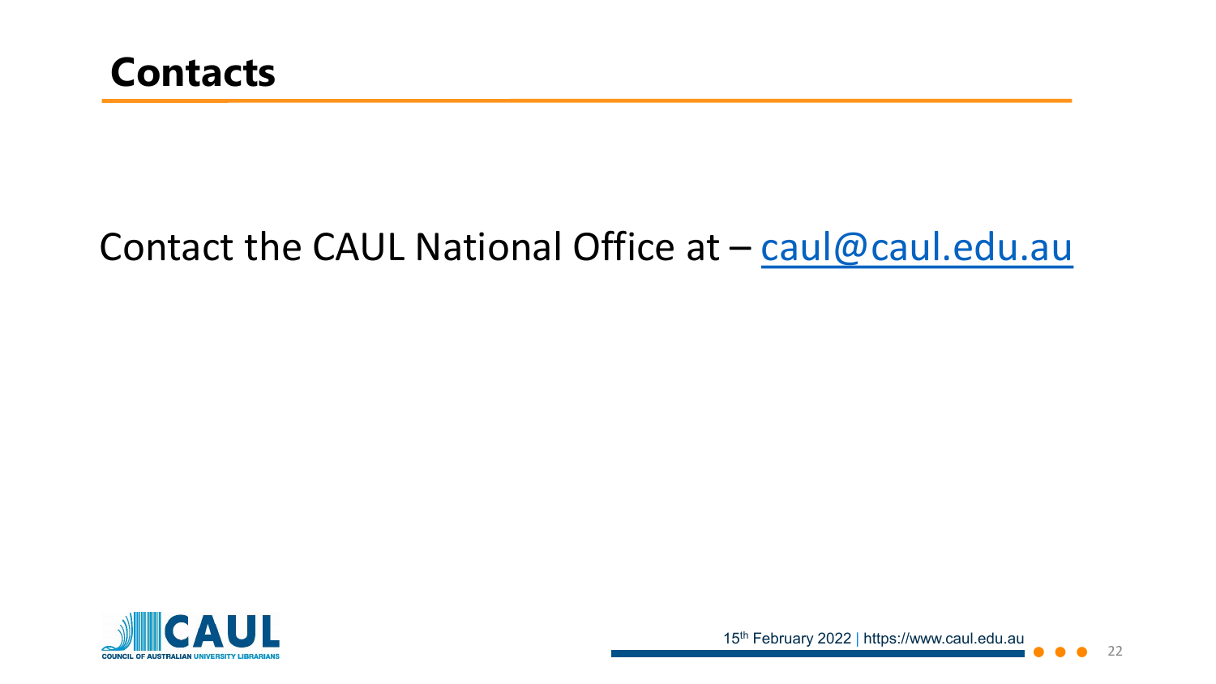# Contacts

Contact the CAUL National Office at – caul@caul.edu.au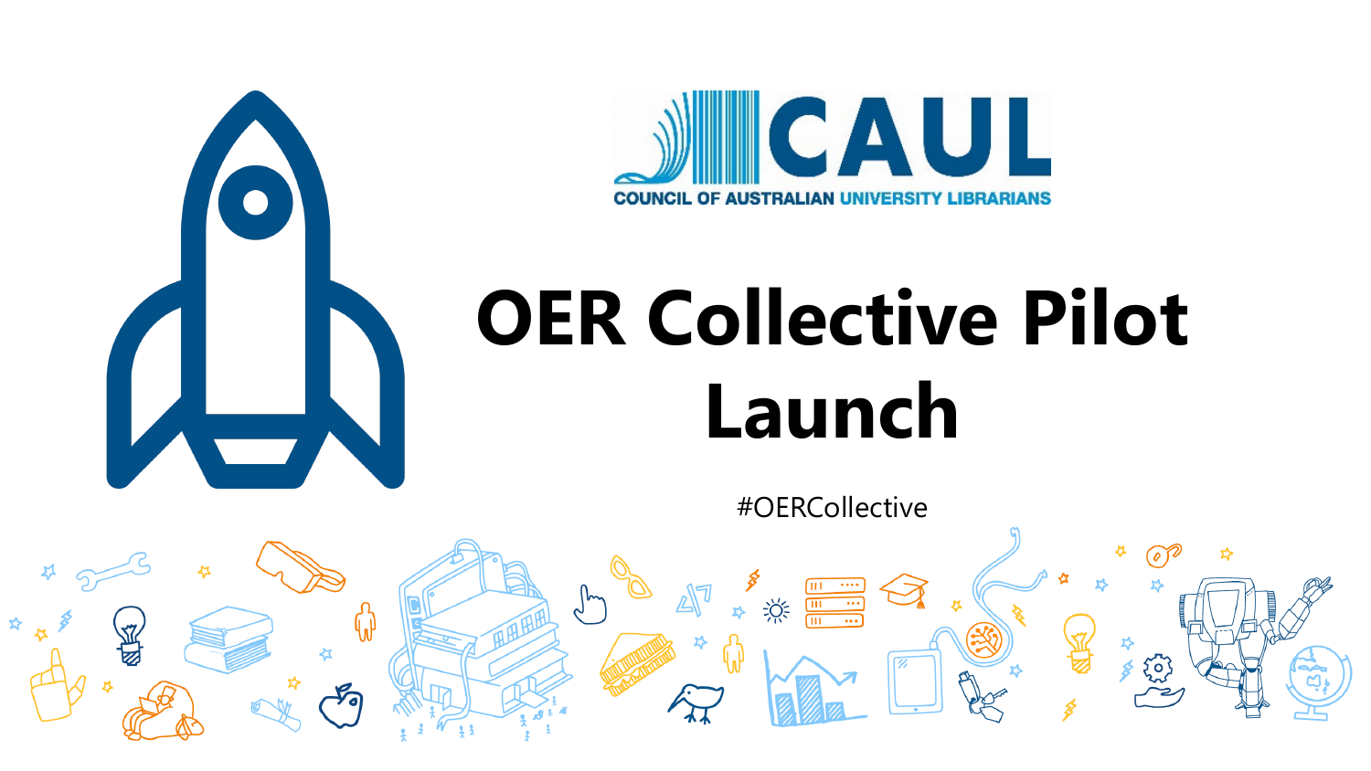CAUL

COUNCIL OF AUSTRALIAN UNIVERSITY LIBRARIANS

# OER Collective Pilot Launch

#OERCollective